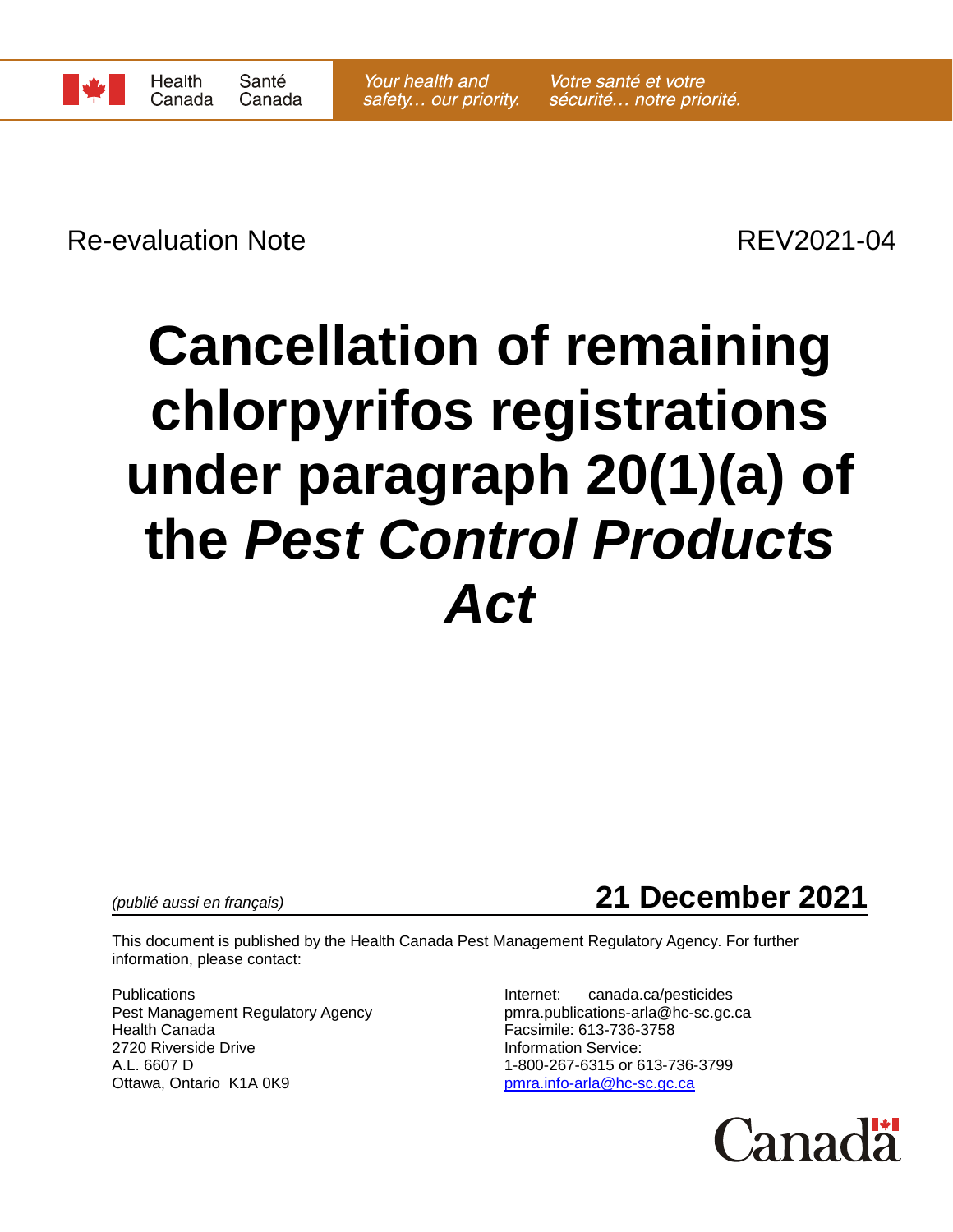Health Canada Santé Canada

*Your health and safety… our priority.* *Votre santé et votre sécurité… notre priorité.*

Re-evaluation Note REV2021-04

# Cancellation of remaining chlorpyrifos registrations under paragraph 20(1)(a) of the *Pest Control Products Act*

*(publié aussi en français)*

**21 December 2021**

This document is published by the Health Canada Pest Management Regulatory Agency. For further information, please contact:

Publications
Pest Management Regulatory Agency
Health Canada
2720 Riverside Drive
A.L. 6607 D
Ottawa, Ontario K1A 0K9

Internet: canada.ca/pesticides
pmra.publications-arla@hc-sc.gc.ca
Facsimile: 613-736-3758
Information Service:
1-800-267-6315 or 613-736-3799
pmra.info-arla@hc-sc.gc.ca

Canada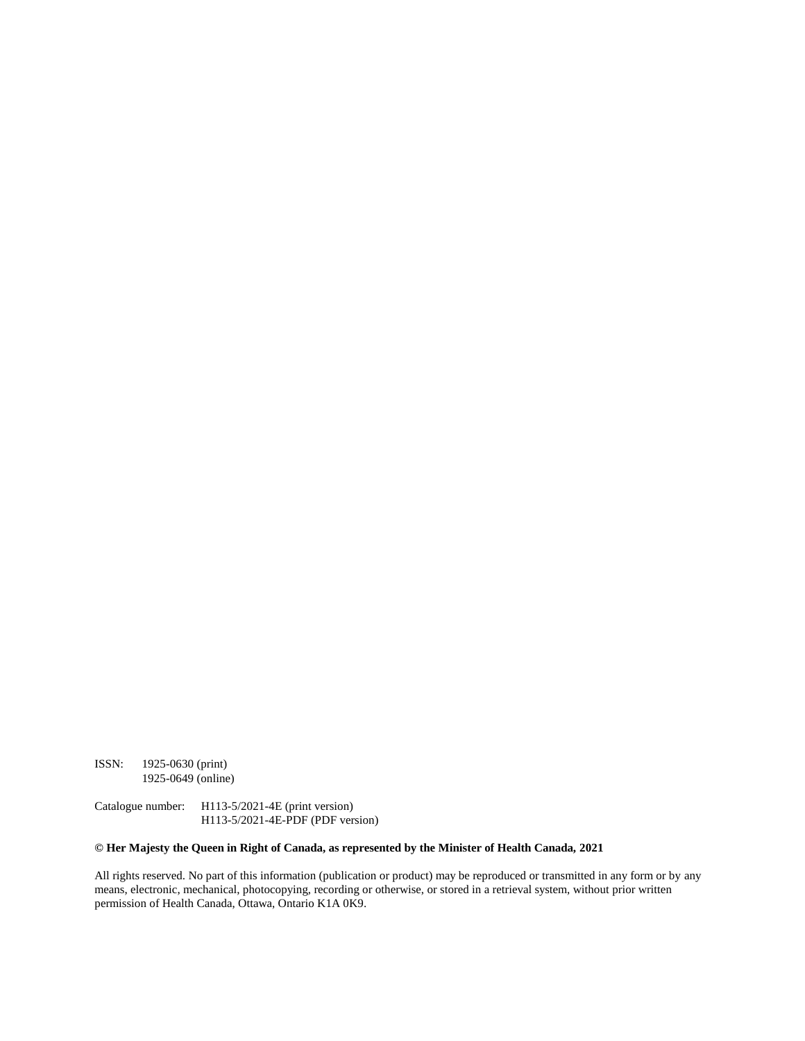ISSN: 1925-0630 (print)
1925-0649 (online)

Catalogue number: H113-5/2021-4E (print version)
H113-5/2021-4E-PDF (PDF version)

**© Her Majesty the Queen in Right of Canada, as represented by the Minister of Health Canada, 2021**

All rights reserved. No part of this information (publication or product) may be reproduced or transmitted in any form or by any means, electronic, mechanical, photocopying, recording or otherwise, or stored in a retrieval system, without prior written permission of Health Canada, Ottawa, Ontario K1A 0K9.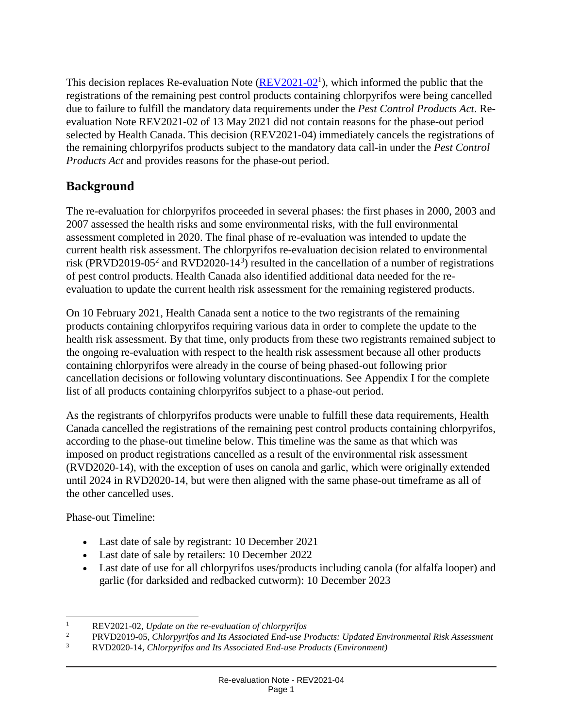This decision replaces Re-evaluation Note ([REV2021-02](#)[1]), which informed the public that the registrations of the remaining pest control products containing chlorpyrifos were being cancelled due to failure to fulfill the mandatory data requirements under the *Pest Control Products Act*. Re-evaluation Note REV2021-02 of 13 May 2021 did not contain reasons for the phase-out period selected by Health Canada. This decision (REV2021-04) immediately cancels the registrations of the remaining chlorpyrifos products subject to the mandatory data call-in under the *Pest Control Products Act* and provides reasons for the phase-out period.

## Background

The re-evaluation for chlorpyrifos proceeded in several phases: the first phases in 2000, 2003 and 2007 assessed the health risks and some environmental risks, with the full environmental assessment completed in 2020. The final phase of re-evaluation was intended to update the current health risk assessment. The chlorpyrifos re-evaluation decision related to environmental risk (PRVD2019-05[2] and RVD2020-14[3]) resulted in the cancellation of a number of registrations of pest control products. Health Canada also identified additional data needed for the re-evaluation to update the current health risk assessment for the remaining registered products.

On 10 February 2021, Health Canada sent a notice to the two registrants of the remaining products containing chlorpyrifos requiring various data in order to complete the update to the health risk assessment. By that time, only products from these two registrants remained subject to the ongoing re-evaluation with respect to the health risk assessment because all other products containing chlorpyrifos were already in the course of being phased-out following prior cancellation decisions or following voluntary discontinuations. See Appendix I for the complete list of all products containing chlorpyrifos subject to a phase-out period.

As the registrants of chlorpyrifos products were unable to fulfill these data requirements, Health Canada cancelled the registrations of the remaining pest control products containing chlorpyrifos, according to the phase-out timeline below. This timeline was the same as that which was imposed on product registrations cancelled as a result of the environmental risk assessment (RVD2020-14), with the exception of uses on canola and garlic, which were originally extended until 2024 in RVD2020-14, but were then aligned with the same phase-out timeframe as all of the other cancelled uses.

Phase-out Timeline:

- Last date of sale by registrant: 10 December 2021
- Last date of sale by retailers: 10 December 2022
- Last date of use for all chlorpyrifos uses/products including canola (for alfalfa looper) and garlic (for darksided and redbacked cutworm): 10 December 2023

---

[1] REV2021-02, *Update on the re-evaluation of chlorpyrifos*

[2] PRVD2019-05, *Chlorpyrifos and Its Associated End-use Products: Updated Environmental Risk Assessment*

[3] RVD2020-14, *Chlorpyrifos and Its Associated End-use Products (Environment)*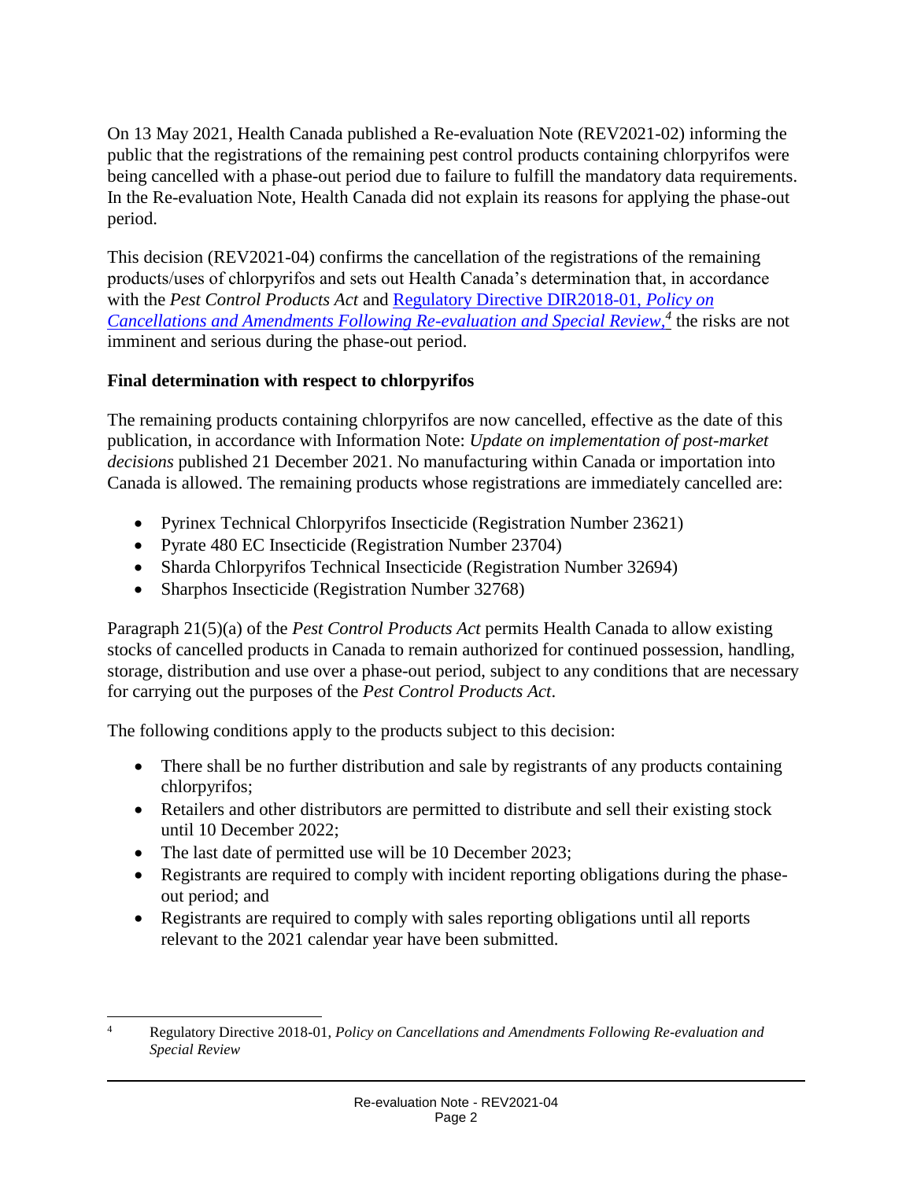On 13 May 2021, Health Canada published a Re-evaluation Note (REV2021-02) informing the public that the registrations of the remaining pest control products containing chlorpyrifos were being cancelled with a phase-out period due to failure to fulfill the mandatory data requirements. In the Re-evaluation Note, Health Canada did not explain its reasons for applying the phase-out period.

This decision (REV2021-04) confirms the cancellation of the registrations of the remaining products/uses of chlorpyrifos and sets out Health Canada's determination that, in accordance with the *Pest Control Products Act* and Regulatory Directive DIR2018-01, *Policy on Cancellations and Amendments Following Re-evaluation and Special Review*,[4] the risks are not imminent and serious during the phase-out period.

**Final determination with respect to chlorpyrifos**

The remaining products containing chlorpyrifos are now cancelled, effective as the date of this publication, in accordance with Information Note: *Update on implementation of post-market decisions* published 21 December 2021. No manufacturing within Canada or importation into Canada is allowed. The remaining products whose registrations are immediately cancelled are:

- Pyrinex Technical Chlorpyrifos Insecticide (Registration Number 23621)
- Pyrate 480 EC Insecticide (Registration Number 23704)
- Sharda Chlorpyrifos Technical Insecticide (Registration Number 32694)
- Sharphos Insecticide (Registration Number 32768)

Paragraph 21(5)(a) of the *Pest Control Products Act* permits Health Canada to allow existing stocks of cancelled products in Canada to remain authorized for continued possession, handling, storage, distribution and use over a phase-out period, subject to any conditions that are necessary for carrying out the purposes of the *Pest Control Products Act*.

The following conditions apply to the products subject to this decision:

- There shall be no further distribution and sale by registrants of any products containing chlorpyrifos;
- Retailers and other distributors are permitted to distribute and sell their existing stock until 10 December 2022;
- The last date of permitted use will be 10 December 2023;
- Registrants are required to comply with incident reporting obligations during the phase-out period; and
- Registrants are required to comply with sales reporting obligations until all reports relevant to the 2021 calendar year have been submitted.

---

[4] Regulatory Directive 2018-01, *Policy on Cancellations and Amendments Following Re-evaluation and Special Review*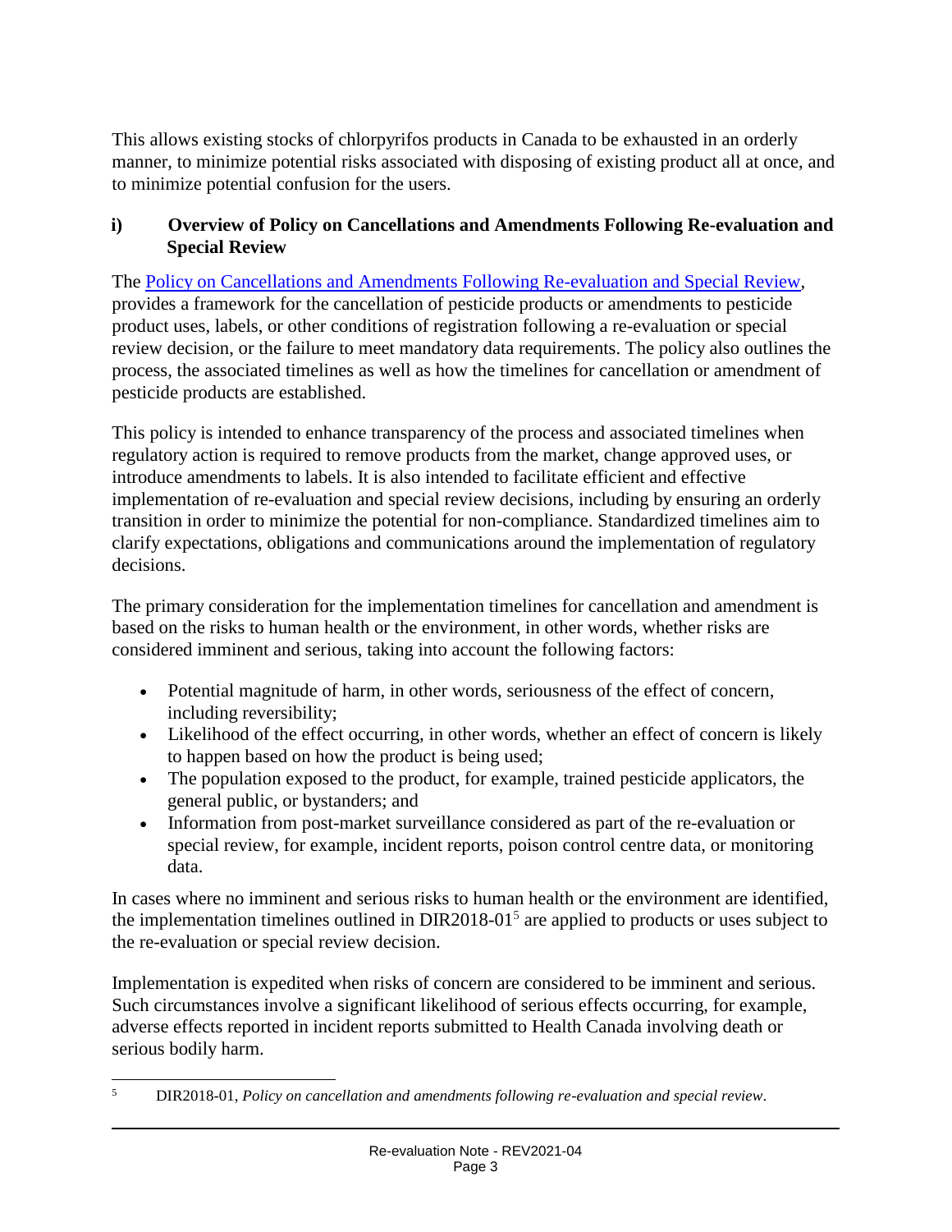This allows existing stocks of chlorpyrifos products in Canada to be exhausted in an orderly manner, to minimize potential risks associated with disposing of existing product all at once, and to minimize potential confusion for the users.

### i) Overview of Policy on Cancellations and Amendments Following Re-evaluation and Special Review

The [Policy on Cancellations and Amendments Following Re-evaluation and Special Review](), provides a framework for the cancellation of pesticide products or amendments to pesticide product uses, labels, or other conditions of registration following a re-evaluation or special review decision, or the failure to meet mandatory data requirements. The policy also outlines the process, the associated timelines as well as how the timelines for cancellation or amendment of pesticide products are established.

This policy is intended to enhance transparency of the process and associated timelines when regulatory action is required to remove products from the market, change approved uses, or introduce amendments to labels. It is also intended to facilitate efficient and effective implementation of re-evaluation and special review decisions, including by ensuring an orderly transition in order to minimize the potential for non-compliance. Standardized timelines aim to clarify expectations, obligations and communications around the implementation of regulatory decisions.

The primary consideration for the implementation timelines for cancellation and amendment is based on the risks to human health or the environment, in other words, whether risks are considered imminent and serious, taking into account the following factors:

- Potential magnitude of harm, in other words, seriousness of the effect of concern, including reversibility;
- Likelihood of the effect occurring, in other words, whether an effect of concern is likely to happen based on how the product is being used;
- The population exposed to the product, for example, trained pesticide applicators, the general public, or bystanders; and
- Information from post-market surveillance considered as part of the re-evaluation or special review, for example, incident reports, poison control centre data, or monitoring data.

In cases where no imminent and serious risks to human health or the environment are identified, the implementation timelines outlined in DIR2018-01[5] are applied to products or uses subject to the re-evaluation or special review decision.

Implementation is expedited when risks of concern are considered to be imminent and serious. Such circumstances involve a significant likelihood of serious effects occurring, for example, adverse effects reported in incident reports submitted to Health Canada involving death or serious bodily harm.

---

[5] DIR2018-01, *Policy on cancellation and amendments following re-evaluation and special review*.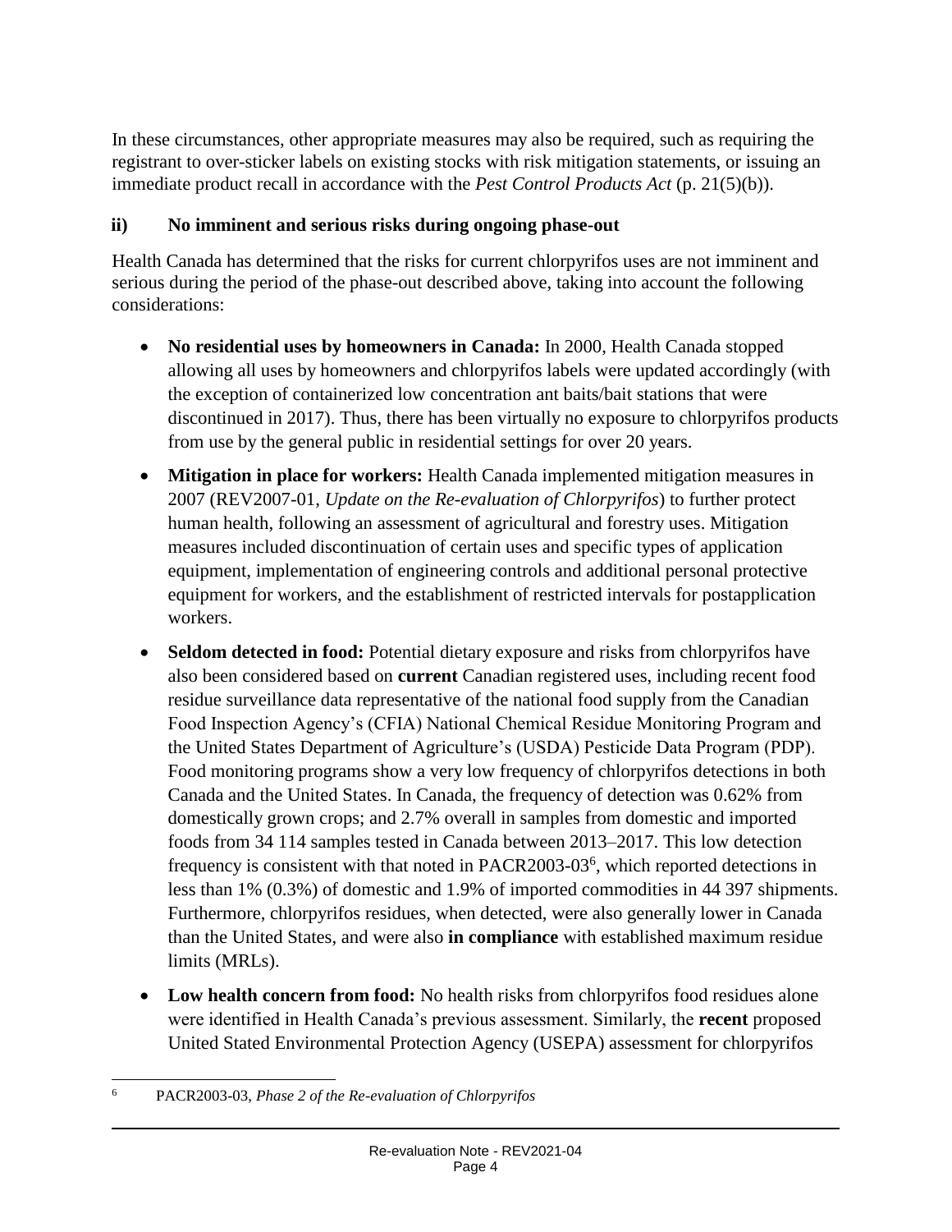In these circumstances, other appropriate measures may also be required, such as requiring the registrant to over-sticker labels on existing stocks with risk mitigation statements, or issuing an immediate product recall in accordance with the *Pest Control Products Act* (p. 21(5)(b)).

### ii) No imminent and serious risks during ongoing phase-out

Health Canada has determined that the risks for current chlorpyrifos uses are not imminent and serious during the period of the phase-out described above, taking into account the following considerations:

- **No residential uses by homeowners in Canada:** In 2000, Health Canada stopped allowing all uses by homeowners and chlorpyrifos labels were updated accordingly (with the exception of containerized low concentration ant baits/bait stations that were discontinued in 2017). Thus, there has been virtually no exposure to chlorpyrifos products from use by the general public in residential settings for over 20 years.
- **Mitigation in place for workers:** Health Canada implemented mitigation measures in 2007 (REV2007-01, *Update on the Re-evaluation of Chlorpyrifos*) to further protect human health, following an assessment of agricultural and forestry uses. Mitigation measures included discontinuation of certain uses and specific types of application equipment, implementation of engineering controls and additional personal protective equipment for workers, and the establishment of restricted intervals for postapplication workers.
- **Seldom detected in food:** Potential dietary exposure and risks from chlorpyrifos have also been considered based on **current** Canadian registered uses, including recent food residue surveillance data representative of the national food supply from the Canadian Food Inspection Agency's (CFIA) National Chemical Residue Monitoring Program and the United States Department of Agriculture's (USDA) Pesticide Data Program (PDP). Food monitoring programs show a very low frequency of chlorpyrifos detections in both Canada and the United States. In Canada, the frequency of detection was 0.62% from domestically grown crops; and 2.7% overall in samples from domestic and imported foods from 34 114 samples tested in Canada between 2013–2017. This low detection frequency is consistent with that noted in PACR2003-03[6], which reported detections in less than 1% (0.3%) of domestic and 1.9% of imported commodities in 44 397 shipments. Furthermore, chlorpyrifos residues, when detected, were also generally lower in Canada than the United States, and were also **in compliance** with established maximum residue limits (MRLs).
- **Low health concern from food:** No health risks from chlorpyrifos food residues alone were identified in Health Canada's previous assessment. Similarly, the **recent** proposed United Stated Environmental Protection Agency (USEPA) assessment for chlorpyrifos

---

[6] PACR2003-03, *Phase 2 of the Re-evaluation of Chlorpyrifos*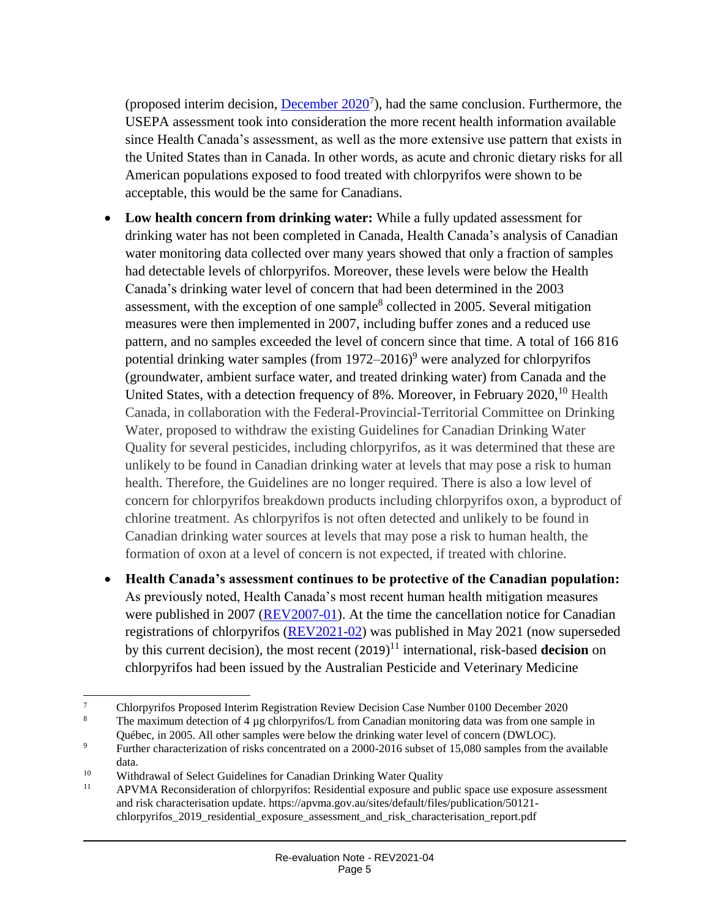(proposed interim decision, [December 2020][7]), had the same conclusion. Furthermore, the USEPA assessment took into consideration the more recent health information available since Health Canada's assessment, as well as the more extensive use pattern that exists in the United States than in Canada. In other words, as acute and chronic dietary risks for all American populations exposed to food treated with chlorpyrifos were shown to be acceptable, this would be the same for Canadians.

- **Low health concern from drinking water:** While a fully updated assessment for drinking water has not been completed in Canada, Health Canada's analysis of Canadian water monitoring data collected over many years showed that only a fraction of samples had detectable levels of chlorpyrifos. Moreover, these levels were below the Health Canada's drinking water level of concern that had been determined in the 2003 assessment, with the exception of one sample[8] collected in 2005. Several mitigation measures were then implemented in 2007, including buffer zones and a reduced use pattern, and no samples exceeded the level of concern since that time. A total of 166 816 potential drinking water samples (from 1972–2016)[9] were analyzed for chlorpyrifos (groundwater, ambient surface water, and treated drinking water) from Canada and the United States, with a detection frequency of 8%. Moreover, in February 2020,[10] Health Canada, in collaboration with the Federal-Provincial-Territorial Committee on Drinking Water, proposed to withdraw the existing Guidelines for Canadian Drinking Water Quality for several pesticides, including chlorpyrifos, as it was determined that these are unlikely to be found in Canadian drinking water at levels that may pose a risk to human health. Therefore, the Guidelines are no longer required. There is also a low level of concern for chlorpyrifos breakdown products including chlorpyrifos oxon, a byproduct of chlorine treatment. As chlorpyrifos is not often detected and unlikely to be found in Canadian drinking water sources at levels that may pose a risk to human health, the formation of oxon at a level of concern is not expected, if treated with chlorine.

- **Health Canada's assessment continues to be protective of the Canadian population:** As previously noted, Health Canada's most recent human health mitigation measures were published in 2007 (REV2007-01). At the time the cancellation notice for Canadian registrations of chlorpyrifos (REV2021-02) was published in May 2021 (now superseded by this current decision), the most recent (2019)[11] international, risk-based **decision** on chlorpyrifos had been issued by the Australian Pesticide and Veterinary Medicine

---

[7] Chlorpyrifos Proposed Interim Registration Review Decision Case Number 0100 December 2020

[8] The maximum detection of 4 µg chlorpyrifos/L from Canadian monitoring data was from one sample in Québec, in 2005. All other samples were below the drinking water level of concern (DWLOC).

[9] Further characterization of risks concentrated on a 2000-2016 subset of 15,080 samples from the available data.

[10] Withdrawal of Select Guidelines for Canadian Drinking Water Quality

[11] APVMA Reconsideration of chlorpyrifos: Residential exposure and public space use exposure assessment and risk characterisation update. https://apvma.gov.au/sites/default/files/publication/50121-chlorpyrifos_2019_residential_exposure_assessment_and_risk_characterisation_report.pdf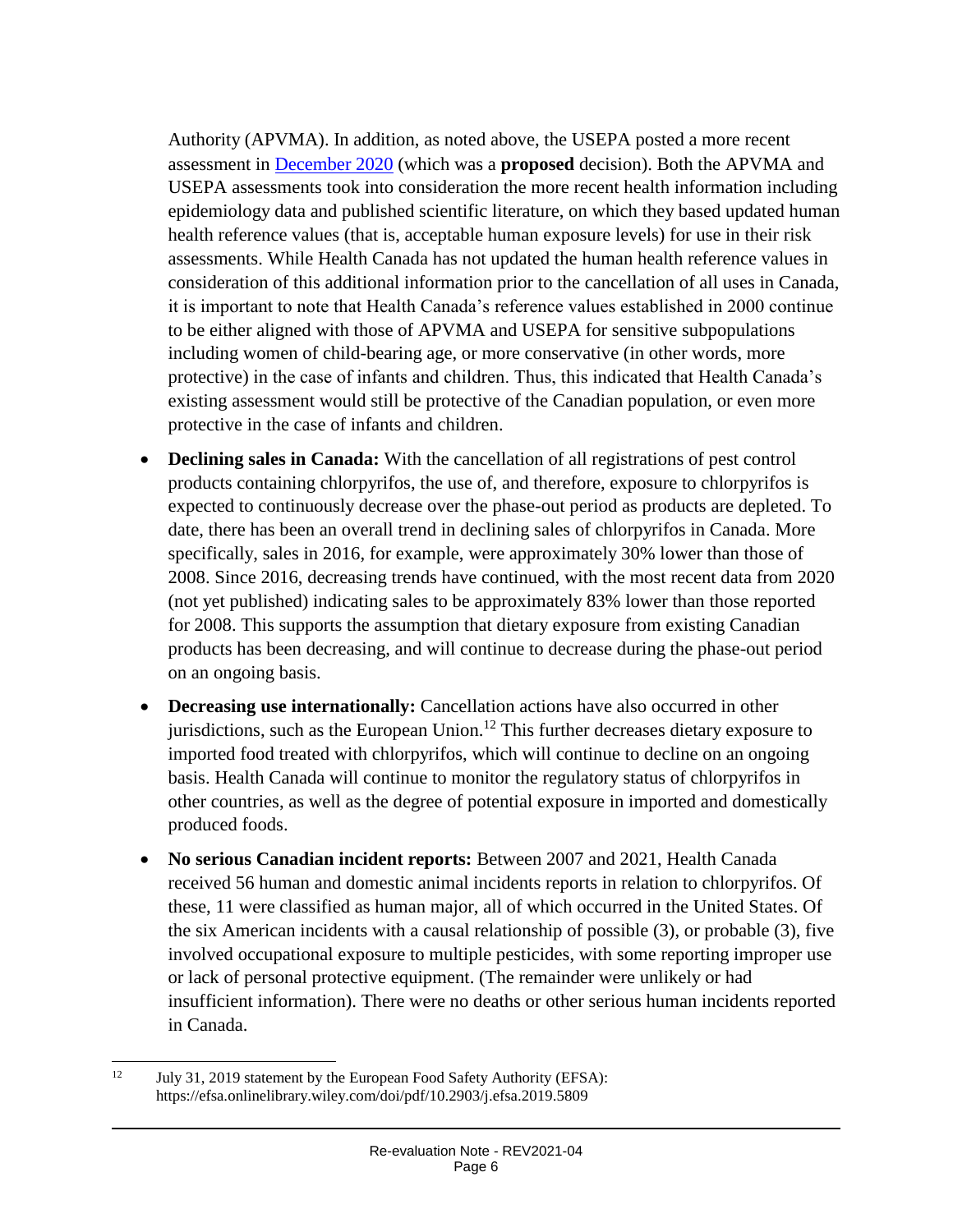Authority (APVMA). In addition, as noted above, the USEPA posted a more recent assessment in [December 2020](#) (which was a **proposed** decision). Both the APVMA and USEPA assessments took into consideration the more recent health information including epidemiology data and published scientific literature, on which they based updated human health reference values (that is, acceptable human exposure levels) for use in their risk assessments. While Health Canada has not updated the human health reference values in consideration of this additional information prior to the cancellation of all uses in Canada, it is important to note that Health Canada's reference values established in 2000 continue to be either aligned with those of APVMA and USEPA for sensitive subpopulations including women of child-bearing age, or more conservative (in other words, more protective) in the case of infants and children. Thus, this indicated that Health Canada's existing assessment would still be protective of the Canadian population, or even more protective in the case of infants and children.

- **Declining sales in Canada:** With the cancellation of all registrations of pest control products containing chlorpyrifos, the use of, and therefore, exposure to chlorpyrifos is expected to continuously decrease over the phase-out period as products are depleted. To date, there has been an overall trend in declining sales of chlorpyrifos in Canada. More specifically, sales in 2016, for example, were approximately 30% lower than those of 2008. Since 2016, decreasing trends have continued, with the most recent data from 2020 (not yet published) indicating sales to be approximately 83% lower than those reported for 2008. This supports the assumption that dietary exposure from existing Canadian products has been decreasing, and will continue to decrease during the phase-out period on an ongoing basis.
- **Decreasing use internationally:** Cancellation actions have also occurred in other jurisdictions, such as the European Union.[12] This further decreases dietary exposure to imported food treated with chlorpyrifos, which will continue to decline on an ongoing basis. Health Canada will continue to monitor the regulatory status of chlorpyrifos in other countries, as well as the degree of potential exposure in imported and domestically produced foods.
- **No serious Canadian incident reports:** Between 2007 and 2021, Health Canada received 56 human and domestic animal incidents reports in relation to chlorpyrifos. Of these, 11 were classified as human major, all of which occurred in the United States. Of the six American incidents with a causal relationship of possible (3), or probable (3), five involved occupational exposure to multiple pesticides, with some reporting improper use or lack of personal protective equipment. (The remainder were unlikely or had insufficient information). There were no deaths or other serious human incidents reported in Canada.

[12] July 31, 2019 statement by the European Food Safety Authority (EFSA): https://efsa.onlinelibrary.wiley.com/doi/pdf/10.2903/j.efsa.2019.5809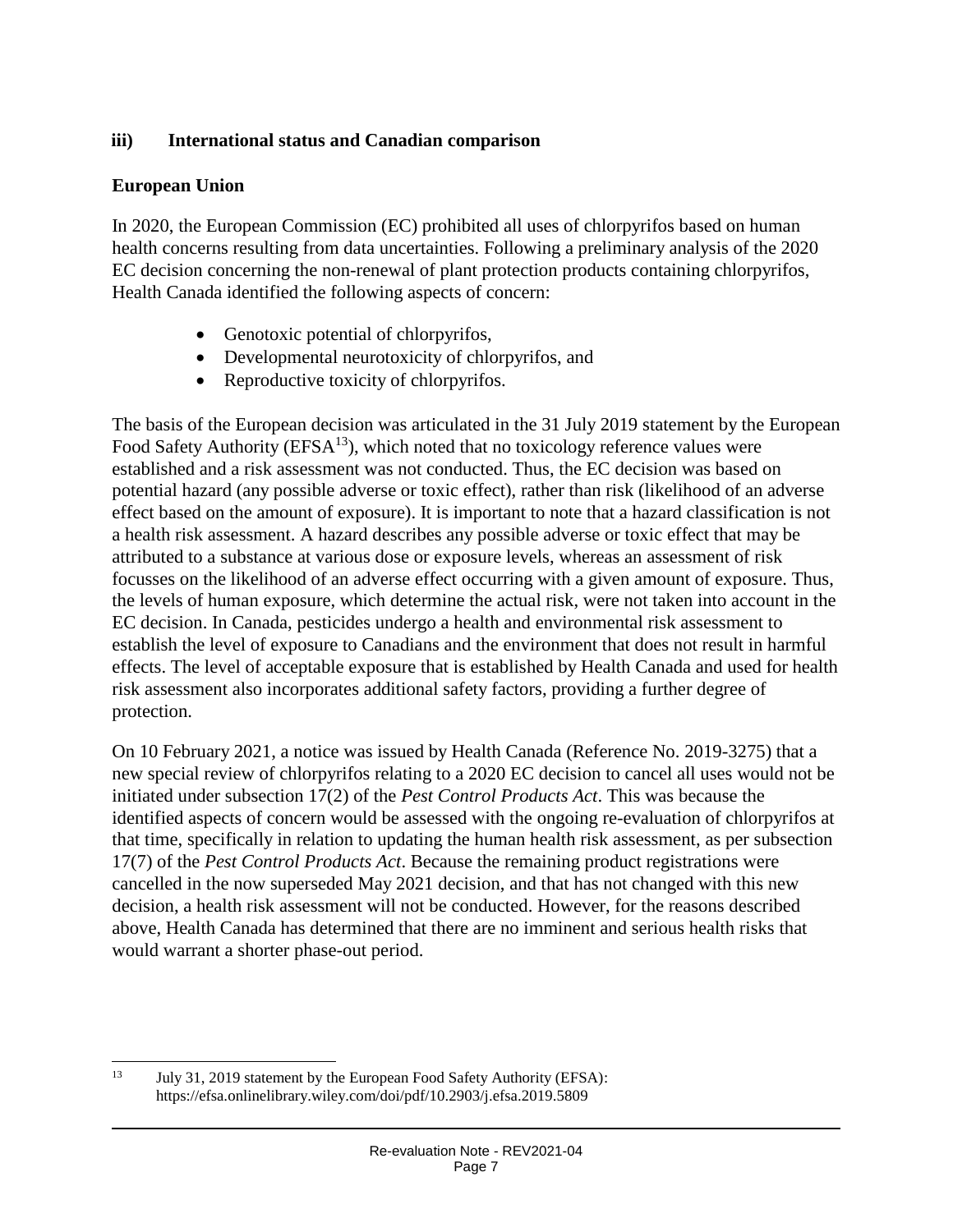### iii) International status and Canadian comparison

#### European Union

In 2020, the European Commission (EC) prohibited all uses of chlorpyrifos based on human health concerns resulting from data uncertainties. Following a preliminary analysis of the 2020 EC decision concerning the non-renewal of plant protection products containing chlorpyrifos, Health Canada identified the following aspects of concern:

- Genotoxic potential of chlorpyrifos,
- Developmental neurotoxicity of chlorpyrifos, and
- Reproductive toxicity of chlorpyrifos.

The basis of the European decision was articulated in the 31 July 2019 statement by the European Food Safety Authority (EFSA[13]), which noted that no toxicology reference values were established and a risk assessment was not conducted. Thus, the EC decision was based on potential hazard (any possible adverse or toxic effect), rather than risk (likelihood of an adverse effect based on the amount of exposure). It is important to note that a hazard classification is not a health risk assessment. A hazard describes any possible adverse or toxic effect that may be attributed to a substance at various dose or exposure levels, whereas an assessment of risk focusses on the likelihood of an adverse effect occurring with a given amount of exposure. Thus, the levels of human exposure, which determine the actual risk, were not taken into account in the EC decision. In Canada, pesticides undergo a health and environmental risk assessment to establish the level of exposure to Canadians and the environment that does not result in harmful effects. The level of acceptable exposure that is established by Health Canada and used for health risk assessment also incorporates additional safety factors, providing a further degree of protection.

On 10 February 2021, a notice was issued by Health Canada (Reference No. 2019-3275) that a new special review of chlorpyrifos relating to a 2020 EC decision to cancel all uses would not be initiated under subsection 17(2) of the *Pest Control Products Act*. This was because the identified aspects of concern would be assessed with the ongoing re-evaluation of chlorpyrifos at that time, specifically in relation to updating the human health risk assessment, as per subsection 17(7) of the *Pest Control Products Act*. Because the remaining product registrations were cancelled in the now superseded May 2021 decision, and that has not changed with this new decision, a health risk assessment will not be conducted. However, for the reasons described above, Health Canada has determined that there are no imminent and serious health risks that would warrant a shorter phase-out period.

---

[13] July 31, 2019 statement by the European Food Safety Authority (EFSA): https://efsa.onlinelibrary.wiley.com/doi/pdf/10.2903/j.efsa.2019.5809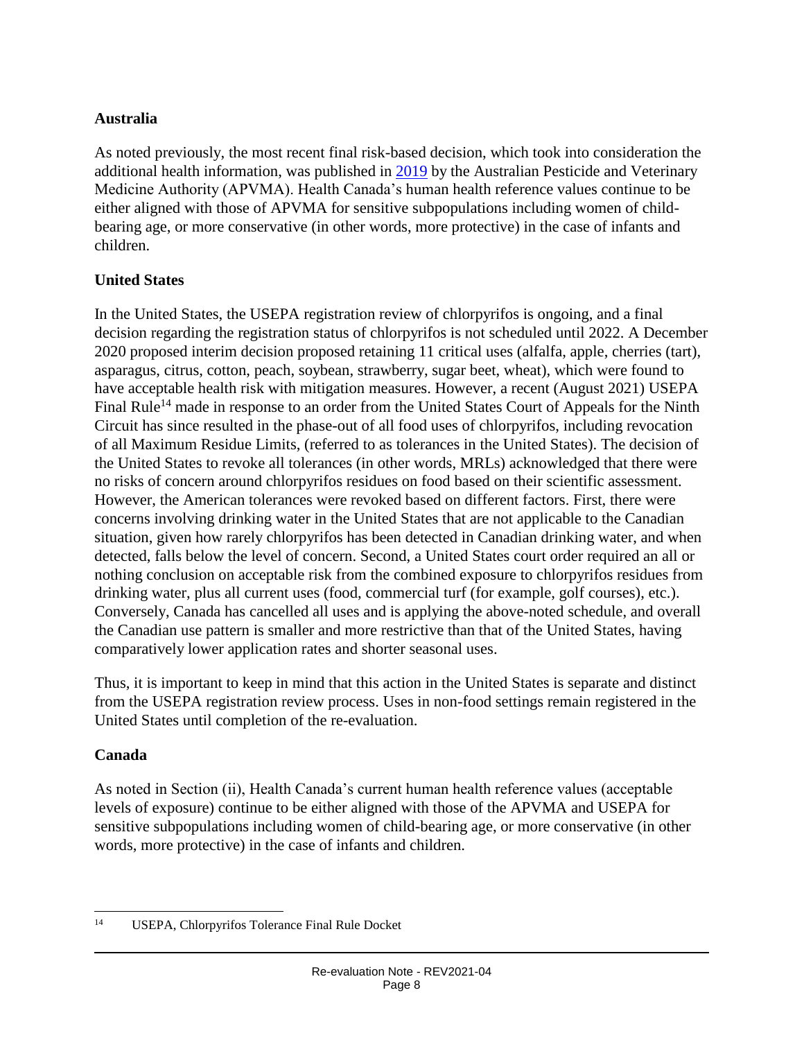**Australia**

As noted previously, the most recent final risk-based decision, which took into consideration the additional health information, was published in [2019](2019) by the Australian Pesticide and Veterinary Medicine Authority (APVMA). Health Canada's human health reference values continue to be either aligned with those of APVMA for sensitive subpopulations including women of child-bearing age, or more conservative (in other words, more protective) in the case of infants and children.

**United States**

In the United States, the USEPA registration review of chlorpyrifos is ongoing, and a final decision regarding the registration status of chlorpyrifos is not scheduled until 2022. A December 2020 proposed interim decision proposed retaining 11 critical uses (alfalfa, apple, cherries (tart), asparagus, citrus, cotton, peach, soybean, strawberry, sugar beet, wheat), which were found to have acceptable health risk with mitigation measures. However, a recent (August 2021) USEPA Final Rule[14] made in response to an order from the United States Court of Appeals for the Ninth Circuit has since resulted in the phase-out of all food uses of chlorpyrifos, including revocation of all Maximum Residue Limits, (referred to as tolerances in the United States). The decision of the United States to revoke all tolerances (in other words, MRLs) acknowledged that there were no risks of concern around chlorpyrifos residues on food based on their scientific assessment. However, the American tolerances were revoked based on different factors. First, there were concerns involving drinking water in the United States that are not applicable to the Canadian situation, given how rarely chlorpyrifos has been detected in Canadian drinking water, and when detected, falls below the level of concern. Second, a United States court order required an all or nothing conclusion on acceptable risk from the combined exposure to chlorpyrifos residues from drinking water, plus all current uses (food, commercial turf (for example, golf courses), etc.). Conversely, Canada has cancelled all uses and is applying the above-noted schedule, and overall the Canadian use pattern is smaller and more restrictive than that of the United States, having comparatively lower application rates and shorter seasonal uses.

Thus, it is important to keep in mind that this action in the United States is separate and distinct from the USEPA registration review process. Uses in non-food settings remain registered in the United States until completion of the re-evaluation.

**Canada**

As noted in Section (ii), Health Canada's current human health reference values (acceptable levels of exposure) continue to be either aligned with those of the APVMA and USEPA for sensitive subpopulations including women of child-bearing age, or more conservative (in other words, more protective) in the case of infants and children.

---

[14] USEPA, Chlorpyrifos Tolerance Final Rule Docket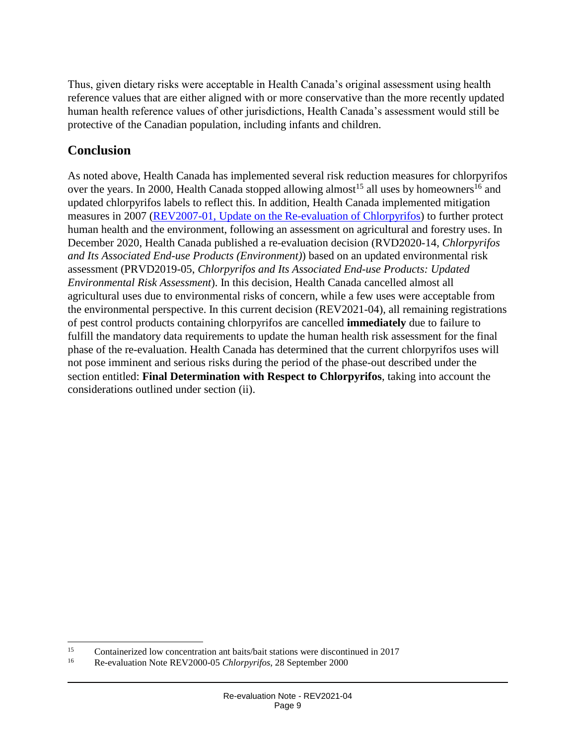Thus, given dietary risks were acceptable in Health Canada's original assessment using health reference values that are either aligned with or more conservative than the more recently updated human health reference values of other jurisdictions, Health Canada's assessment would still be protective of the Canadian population, including infants and children.

## Conclusion

As noted above, Health Canada has implemented several risk reduction measures for chlorpyrifos over the years. In 2000, Health Canada stopped allowing almost[15] all uses by homeowners[16] and updated chlorpyrifos labels to reflect this. In addition, Health Canada implemented mitigation measures in 2007 (REV2007-01, Update on the Re-evaluation of Chlorpyrifos) to further protect human health and the environment, following an assessment on agricultural and forestry uses. In December 2020, Health Canada published a re-evaluation decision (RVD2020-14, *Chlorpyrifos and Its Associated End-use Products (Environment)*) based on an updated environmental risk assessment (PRVD2019-05, *Chlorpyrifos and Its Associated End-use Products: Updated Environmental Risk Assessment*). In this decision, Health Canada cancelled almost all agricultural uses due to environmental risks of concern, while a few uses were acceptable from the environmental perspective. In this current decision (REV2021-04), all remaining registrations of pest control products containing chlorpyrifos are cancelled **immediately** due to failure to fulfill the mandatory data requirements to update the human health risk assessment for the final phase of the re-evaluation. Health Canada has determined that the current chlorpyrifos uses will not pose imminent and serious risks during the period of the phase-out described under the section entitled: **Final Determination with Respect to Chlorpyrifos**, taking into account the considerations outlined under section (ii).

---

[15] Containerized low concentration ant baits/bait stations were discontinued in 2017

[16] Re-evaluation Note REV2000-05 *Chlorpyrifos*, 28 September 2000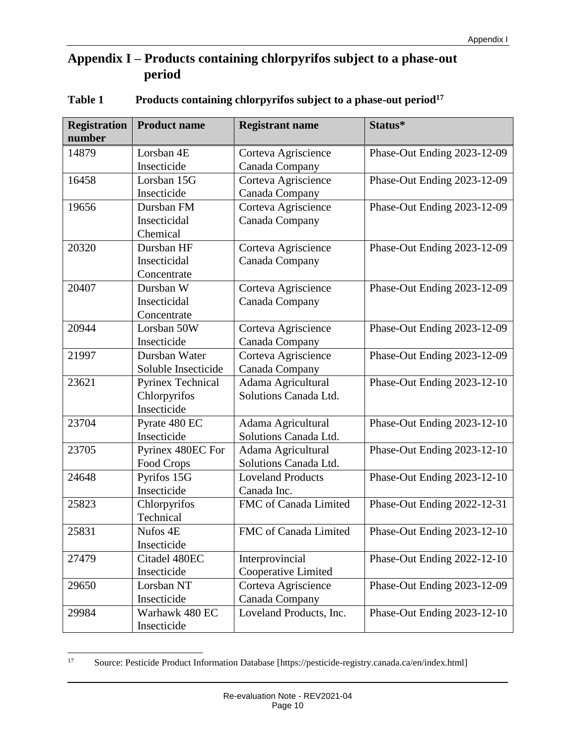# Appendix I – Products containing chlorpyrifos subject to a phase-out period

**Table 1 Products containing chlorpyrifos subject to a phase-out period[17]**

| Registration number | Product name | Registrant name | Status* |
|---|---|---|---|
| 14879 | Lorsban 4E Insecticide | Corteva Agriscience Canada Company | Phase-Out Ending 2023-12-09 |
| 16458 | Lorsban 15G Insecticide | Corteva Agriscience Canada Company | Phase-Out Ending 2023-12-09 |
| 19656 | Dursban FM Insecticidal Chemical | Corteva Agriscience Canada Company | Phase-Out Ending 2023-12-09 |
| 20320 | Dursban HF Insecticidal Concentrate | Corteva Agriscience Canada Company | Phase-Out Ending 2023-12-09 |
| 20407 | Dursban W Insecticidal Concentrate | Corteva Agriscience Canada Company | Phase-Out Ending 2023-12-09 |
| 20944 | Lorsban 50W Insecticide | Corteva Agriscience Canada Company | Phase-Out Ending 2023-12-09 |
| 21997 | Dursban Water Soluble Insecticide | Corteva Agriscience Canada Company | Phase-Out Ending 2023-12-09 |
| 23621 | Pyrinex Technical Chlorpyrifos Insecticide | Adama Agricultural Solutions Canada Ltd. | Phase-Out Ending 2023-12-10 |
| 23704 | Pyrate 480 EC Insecticide | Adama Agricultural Solutions Canada Ltd. | Phase-Out Ending 2023-12-10 |
| 23705 | Pyrinex 480EC For Food Crops | Adama Agricultural Solutions Canada Ltd. | Phase-Out Ending 2023-12-10 |
| 24648 | Pyrifos 15G Insecticide | Loveland Products Canada Inc. | Phase-Out Ending 2023-12-10 |
| 25823 | Chlorpyrifos Technical | FMC of Canada Limited | Phase-Out Ending 2022-12-31 |
| 25831 | Nufos 4E Insecticide | FMC of Canada Limited | Phase-Out Ending 2023-12-10 |
| 27479 | Citadel 480EC Insecticide | Interprovincial Cooperative Limited | Phase-Out Ending 2022-12-10 |
| 29650 | Lorsban NT Insecticide | Corteva Agriscience Canada Company | Phase-Out Ending 2023-12-09 |
| 29984 | Warhawk 480 EC Insecticide | Loveland Products, Inc. | Phase-Out Ending 2023-12-10 |

[17] Source: Pesticide Product Information Database [https://pesticide-registry.canada.ca/en/index.html]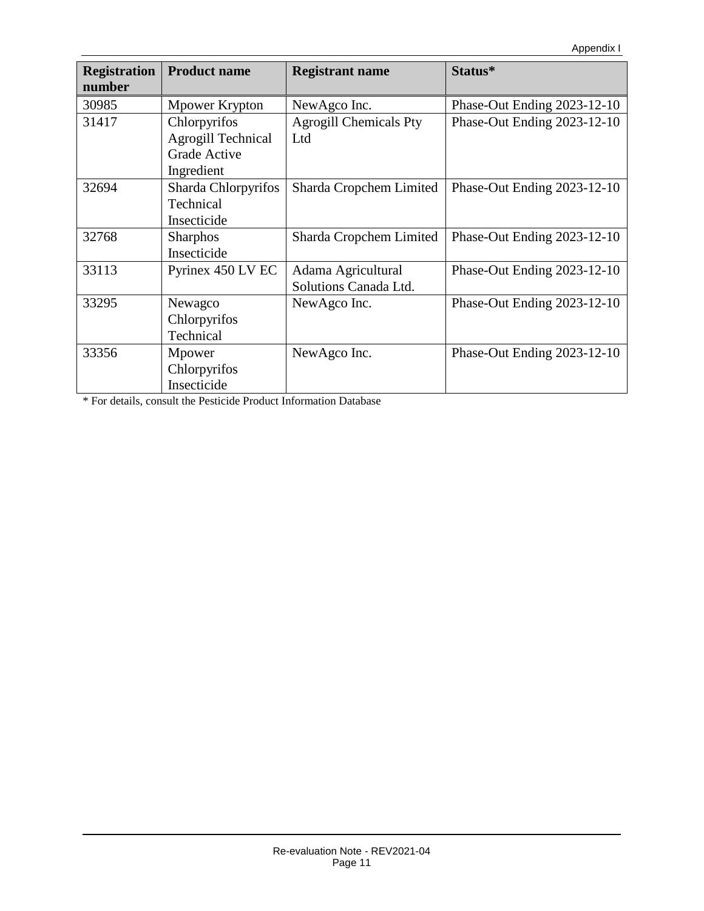| Registration number | Product name | Registrant name | Status* |
|---|---|---|---|
| 30985 | Mpower Krypton | NewAgco Inc. | Phase-Out Ending 2023-12-10 |
| 31417 | Chlorpyrifos Agrogill Technical Grade Active Ingredient | Agrogill Chemicals Pty Ltd | Phase-Out Ending 2023-12-10 |
| 32694 | Sharda Chlorpyrifos Technical Insecticide | Sharda Cropchem Limited | Phase-Out Ending 2023-12-10 |
| 32768 | Sharphos Insecticide | Sharda Cropchem Limited | Phase-Out Ending 2023-12-10 |
| 33113 | Pyrinex 450 LV EC | Adama Agricultural Solutions Canada Ltd. | Phase-Out Ending 2023-12-10 |
| 33295 | Newagco Chlorpyrifos Technical | NewAgco Inc. | Phase-Out Ending 2023-12-10 |
| 33356 | Mpower Chlorpyrifos Insecticide | NewAgco Inc. | Phase-Out Ending 2023-12-10 |

* For details, consult the Pesticide Product Information Database